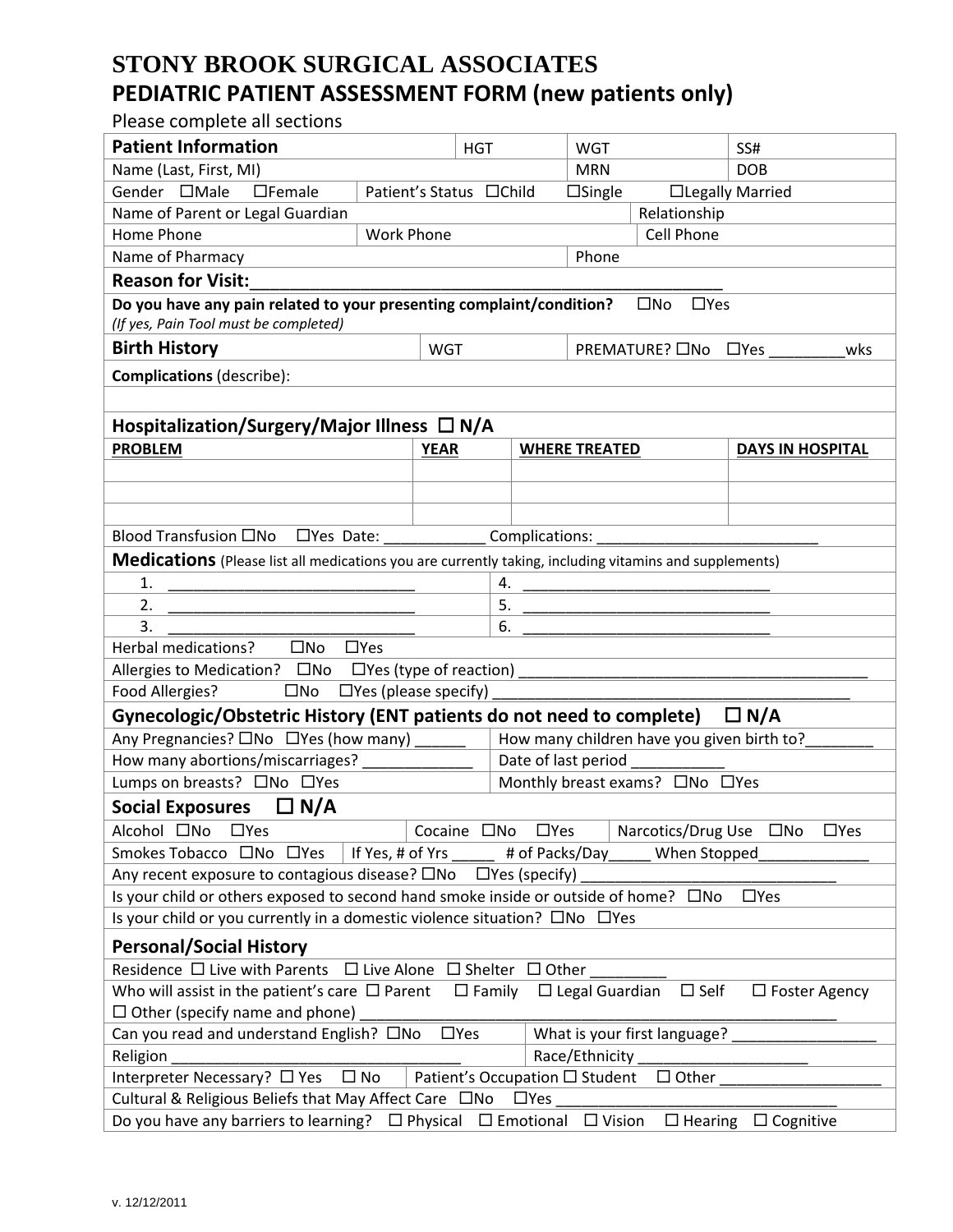# STONY BROOK SURGICAL ASSOCIATES

## PEDIATRIC PATIENT ASSESSMENT FORM (new patients only)

Please complete all sections

| **Patient Information** | | HGT | WGT | SS# |
|---|---|---|---|---|
| Name (Last, First, MI) | | | MRN | DOB |
| Gender ☐Male ☐Female | Patient's Status ☐Child | | ☐Single | ☐Legally Married |
| Name of Parent or Legal Guardian | | | | Relationship |
| Home Phone | Work Phone | | | Cell Phone |
| Name of Pharmacy | | | Phone | |

**Reason for Visit:**_______________________________________________

**Do you have any pain related to your presenting complaint/condition?** ☐No ☐Yes
*(If yes, Pain Tool must be completed)*

| **Birth History** | WGT | PREMATURE? ☐No ☐Yes _________wks |
|---|---|---|

**Complications** (describe):

### Hospitalization/Surgery/Major Illness ☐ N/A

| PROBLEM | YEAR | WHERE TREATED | DAYS IN HOSPITAL |
|---|---|---|---|
| | | | |
| | | | |
| | | | |

Blood Transfusion ☐No ☐Yes Date: ____________ Complications: __________________________

### Medications (Please list all medications you are currently taking, including vitamins and supplements)

| | |
|---|---|
| 1. _____________________________ | 4. _____________________________ |
| 2. _____________________________ | 5. _____________________________ |
| 3. _____________________________ | 6. _____________________________ |

Herbal medications? ☐No ☐Yes

Allergies to Medication? ☐No ☐Yes (type of reaction) ________________________________________

Food Allergies? ☐No ☐Yes (please specify) ________________________________________

### Gynecologic/Obstetric History (ENT patients do not need to complete) ☐ N/A

| | |
|---|---|
| Any Pregnancies? ☐No ☐Yes (how many) ______ | How many children have you given birth to?________ |
| How many abortions/miscarriages? _____________ | Date of last period ___________ |
| Lumps on breasts? ☐No ☐Yes | Monthly breast exams? ☐No ☐Yes |

### Social Exposures ☐ N/A

| | | |
|---|---|---|
| Alcohol ☐No ☐Yes | Cocaine ☐No ☐Yes | Narcotics/Drug Use ☐No ☐Yes |

Smokes Tobacco ☐No ☐Yes | If Yes, # of Yrs _____ # of Packs/Day_____ When Stopped_____________

Any recent exposure to contagious disease? ☐No ☐Yes (specify) ______________________________

Is your child or others exposed to second hand smoke inside or outside of home? ☐No ☐Yes

Is your child or you currently in a domestic violence situation? ☐No ☐Yes

### Personal/Social History

Residence ☐ Live with Parents ☐ Live Alone ☐ Shelter ☐ Other _________

Who will assist in the patient's care ☐ Parent ☐ Family ☐ Legal Guardian ☐ Self ☐ Foster Agency
☐ Other (specify name and phone) ______________________________________________________

| | |
|---|---|
| Can you read and understand English? ☐No ☐Yes | What is your first language? ________________ |
| Religion _________________________________ | Race/Ethnicity ____________________ |
| Interpreter Necessary? ☐ Yes ☐ No | Patient's Occupation ☐ Student ☐ Other ___________________ |

Cultural & Religious Beliefs that May Affect Care ☐No ☐Yes _________________________________

Do you have any barriers to learning? ☐ Physical ☐ Emotional ☐ Vision ☐ Hearing ☐ Cognitive

v. 12/12/2011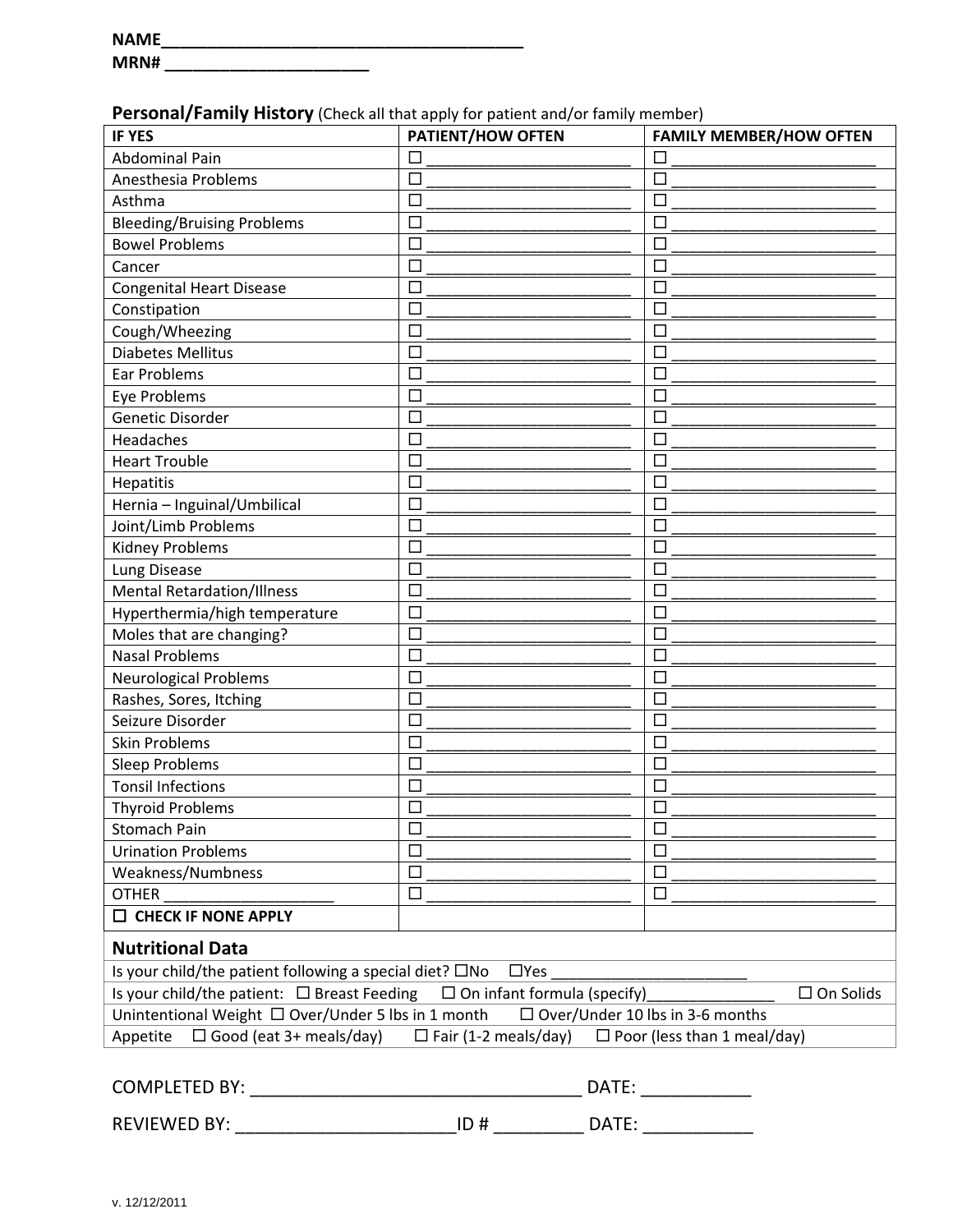**NAME**________________________________________
**MRN#** ______________________

## Personal/Family History (Check all that apply for patient and/or family member)

| IF YES | PATIENT/HOW OFTEN | FAMILY MEMBER/HOW OFTEN |
|---|---|---|
| Abdominal Pain | ☐ ________________________ | ☐ ________________________ |
| Anesthesia Problems | ☐ ________________________ | ☐ ________________________ |
| Asthma | ☐ ________________________ | ☐ ________________________ |
| Bleeding/Bruising Problems | ☐ ________________________ | ☐ ________________________ |
| Bowel Problems | ☐ ________________________ | ☐ ________________________ |
| Cancer | ☐ ________________________ | ☐ ________________________ |
| Congenital Heart Disease | ☐ ________________________ | ☐ ________________________ |
| Constipation | ☐ ________________________ | ☐ ________________________ |
| Cough/Wheezing | ☐ ________________________ | ☐ ________________________ |
| Diabetes Mellitus | ☐ ________________________ | ☐ ________________________ |
| Ear Problems | ☐ ________________________ | ☐ ________________________ |
| Eye Problems | ☐ ________________________ | ☐ ________________________ |
| Genetic Disorder | ☐ ________________________ | ☐ ________________________ |
| Headaches | ☐ ________________________ | ☐ ________________________ |
| Heart Trouble | ☐ ________________________ | ☐ ________________________ |
| Hepatitis | ☐ ________________________ | ☐ ________________________ |
| Hernia – Inguinal/Umbilical | ☐ ________________________ | ☐ ________________________ |
| Joint/Limb Problems | ☐ ________________________ | ☐ ________________________ |
| Kidney Problems | ☐ ________________________ | ☐ ________________________ |
| Lung Disease | ☐ ________________________ | ☐ ________________________ |
| Mental Retardation/Illness | ☐ ________________________ | ☐ ________________________ |
| Hyperthermia/high temperature | ☐ ________________________ | ☐ ________________________ |
| Moles that are changing? | ☐ ________________________ | ☐ ________________________ |
| Nasal Problems | ☐ ________________________ | ☐ ________________________ |
| Neurological Problems | ☐ ________________________ | ☐ ________________________ |
| Rashes, Sores, Itching | ☐ ________________________ | ☐ ________________________ |
| Seizure Disorder | ☐ ________________________ | ☐ ________________________ |
| Skin Problems | ☐ ________________________ | ☐ ________________________ |
| Sleep Problems | ☐ ________________________ | ☐ ________________________ |
| Tonsil Infections | ☐ ________________________ | ☐ ________________________ |
| Thyroid Problems | ☐ ________________________ | ☐ ________________________ |
| Stomach Pain | ☐ ________________________ | ☐ ________________________ |
| Urination Problems | ☐ ________________________ | ☐ ________________________ |
| Weakness/Numbness | ☐ ________________________ | ☐ ________________________ |
| OTHER ____________________ | ☐ ________________________ | ☐ ________________________ |
| ☐ **CHECK IF NONE APPLY** | | |

## Nutritional Data

Is your child/the patient following a special diet? ☐No ☐Yes ________________________

Is your child/the patient: ☐ Breast Feeding ☐ On infant formula (specify)_______________ ☐ On Solids

Unintentional Weight ☐ Over/Under 5 lbs in 1 month ☐ Over/Under 10 lbs in 3-6 months

Appetite ☐ Good (eat 3+ meals/day) ☐ Fair (1-2 meals/day) ☐ Poor (less than 1 meal/day)

COMPLETED BY: _________________________________ DATE: ___________

REVIEWED BY: ______________________ID # _________ DATE: ___________

v. 12/12/2011